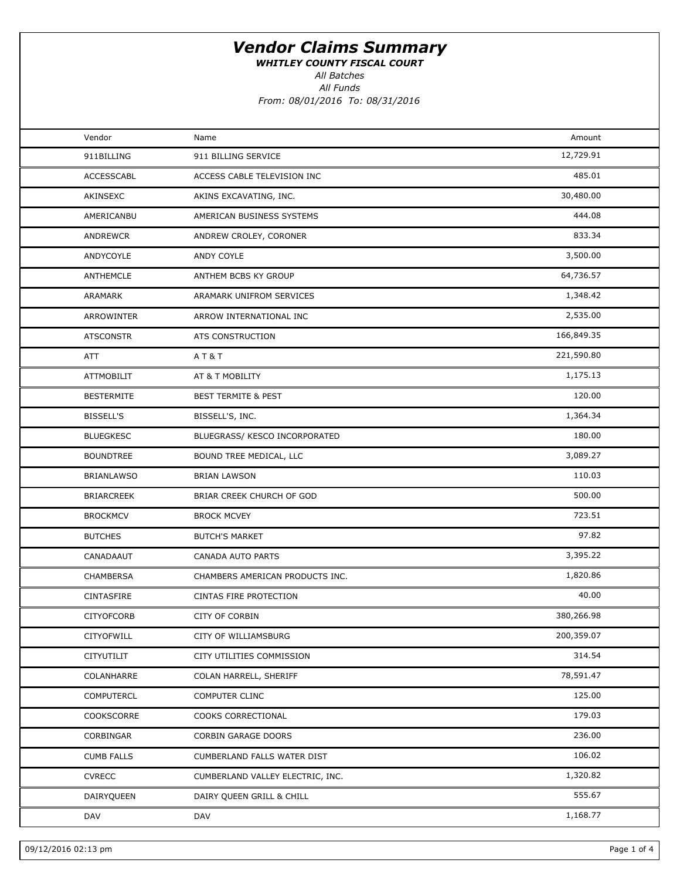# Vendor Claims Summary

***WHITLEY COUNTY FISCAL COURT***

*All Batches*

*All Funds*

*From: 08/01/2016 To: 08/31/2016*

| Vendor | Name | Amount |
|---|---|---|
| 911BILLING | 911 BILLING SERVICE | 12,729.91 |
| ACCESSCABL | ACCESS CABLE TELEVISION INC | 485.01 |
| AKINSEXC | AKINS EXCAVATING, INC. | 30,480.00 |
| AMERICANBU | AMERICAN BUSINESS SYSTEMS | 444.08 |
| ANDREWCR | ANDREW CROLEY, CORONER | 833.34 |
| ANDYCOYLE | ANDY COYLE | 3,500.00 |
| ANTHEMCLE | ANTHEM BCBS KY GROUP | 64,736.57 |
| ARAMARK | ARAMARK UNIFROM SERVICES | 1,348.42 |
| ARROWINTER | ARROW INTERNATIONAL INC | 2,535.00 |
| ATSCONSTR | ATS CONSTRUCTION | 166,849.35 |
| ATT | A T & T | 221,590.80 |
| ATTMOBILIT | AT & T MOBILITY | 1,175.13 |
| BESTERMITE | BEST TERMITE & PEST | 120.00 |
| BISSELL'S | BISSELL'S, INC. | 1,364.34 |
| BLUEGKESC | BLUEGRASS/ KESCO INCORPORATED | 180.00 |
| BOUNDTREE | BOUND TREE MEDICAL, LLC | 3,089.27 |
| BRIANLAWSO | BRIAN LAWSON | 110.03 |
| BRIARCREEK | BRIAR CREEK CHURCH OF GOD | 500.00 |
| BROCKMCV | BROCK MCVEY | 723.51 |
| BUTCHES | BUTCH'S MARKET | 97.82 |
| CANADAAUT | CANADA AUTO PARTS | 3,395.22 |
| CHAMBERSA | CHAMBERS AMERICAN PRODUCTS INC. | 1,820.86 |
| CINTASFIRE | CINTAS FIRE PROTECTION | 40.00 |
| CITYOFCORB | CITY OF CORBIN | 380,266.98 |
| CITYOFWILL | CITY OF WILLIAMSBURG | 200,359.07 |
| CITYUTILIT | CITY UTILITIES COMMISSION | 314.54 |
| COLANHARRE | COLAN HARRELL, SHERIFF | 78,591.47 |
| COMPUTERCL | COMPUTER CLINC | 125.00 |
| COOKSCORRE | COOKS CORRECTIONAL | 179.03 |
| CORBINGAR | CORBIN GARAGE DOORS | 236.00 |
| CUMB FALLS | CUMBERLAND FALLS WATER DIST | 106.02 |
| CVRECC | CUMBERLAND VALLEY ELECTRIC, INC. | 1,320.82 |
| DAIRYQUEEN | DAIRY QUEEN GRILL & CHILL | 555.67 |
| DAV | DAV | 1,168.77 |

09/12/2016 02:13 pm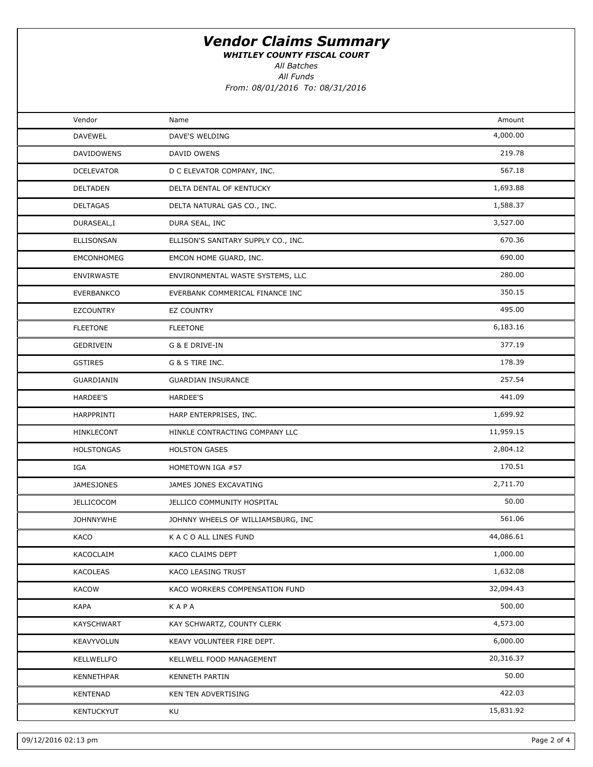# *Vendor Claims Summary*

***WHITLEY COUNTY FISCAL COURT***

*All Batches*

*All Funds*

*From: 08/01/2016 To: 08/31/2016*

| Vendor | Name | Amount |
|---|---|---|
| DAVEWEL | DAVE'S WELDING | 4,000.00 |
| DAVIDOWENS | DAVID OWENS | 219.78 |
| DCELEVATOR | D C ELEVATOR COMPANY, INC. | 567.18 |
| DELTADEN | DELTA DENTAL OF KENTUCKY | 1,693.88 |
| DELTAGAS | DELTA NATURAL GAS CO., INC. | 1,588.37 |
| DURASEAL,I | DURA SEAL, INC | 3,527.00 |
| ELLISONSAN | ELLISON'S SANITARY SUPPLY CO., INC. | 670.36 |
| EMCONHOMEG | EMCON HOME GUARD, INC. | 690.00 |
| ENVIRWASTE | ENVIRONMENTAL WASTE SYSTEMS, LLC | 280.00 |
| EVERBANKCO | EVERBANK COMMERICAL FINANCE INC | 350.15 |
| EZCOUNTRY | EZ COUNTRY | 495.00 |
| FLEETONE | FLEETONE | 6,183.16 |
| GEDRIVEIN | G & E DRIVE-IN | 377.19 |
| GSTIRES | G & S TIRE INC. | 178.39 |
| GUARDIANIN | GUARDIAN INSURANCE | 257.54 |
| HARDEE'S | HARDEE'S | 441.09 |
| HARPPRINTI | HARP ENTERPRISES, INC. | 1,699.92 |
| HINKLECONT | HINKLE CONTRACTING COMPANY LLC | 11,959.15 |
| HOLSTONGAS | HOLSTON GASES | 2,804.12 |
| IGA | HOMETOWN IGA #57 | 170.51 |
| JAMESJONES | JAMES JONES EXCAVATING | 2,711.70 |
| JELLICOCOM | JELLICO COMMUNITY HOSPITAL | 50.00 |
| JOHNNYWHE | JOHNNY WHEELS OF WILLIAMSBURG, INC | 561.06 |
| KACO | K A C O ALL LINES FUND | 44,086.61 |
| KACOCLAIM | KACO CLAIMS DEPT | 1,000.00 |
| KACOLEAS | KACO LEASING TRUST | 1,632.08 |
| KACOW | KACO WORKERS COMPENSATION FUND | 32,094.43 |
| KAPA | K A P A | 500.00 |
| KAYSCHWART | KAY SCHWARTZ, COUNTY CLERK | 4,573.00 |
| KEAVYVOLUN | KEAVY VOLUNTEER FIRE DEPT. | 6,000.00 |
| KELLWELLFO | KELLWELL FOOD MANAGEMENT | 20,316.37 |
| KENNETHPAR | KENNETH PARTIN | 50.00 |
| KENTENAD | KEN TEN ADVERTISING | 422.03 |
| KENTUCKYUT | KU | 15,831.92 |

09/12/2016 02:13 pm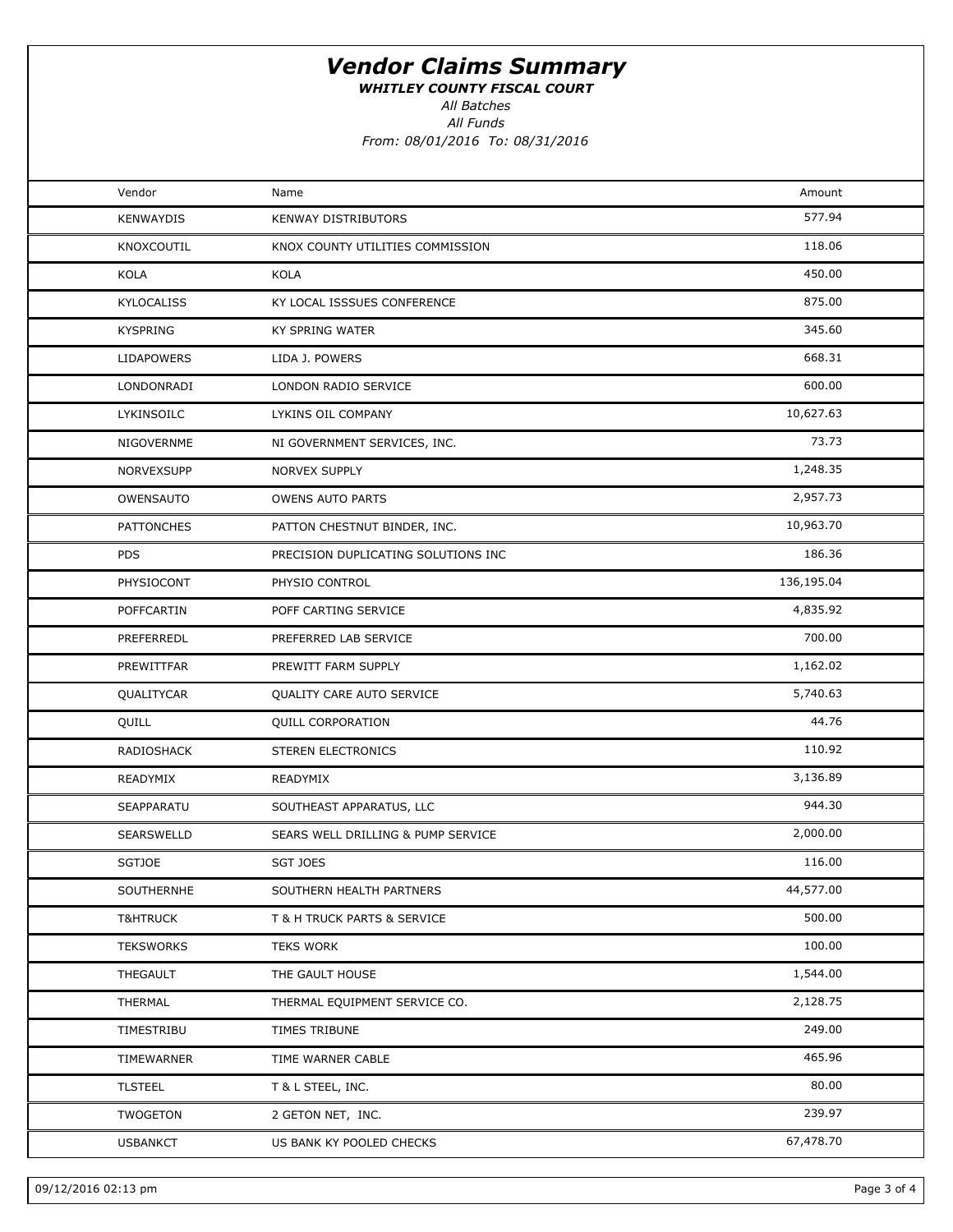# Vendor Claims Summary

***WHITLEY COUNTY FISCAL COURT***

*All Batches*

*All Funds*

*From: 08/01/2016 To: 08/31/2016*

| Vendor | Name | Amount |
|---|---|---|
| KENWAYDIS | KENWAY DISTRIBUTORS | 577.94 |
| KNOXCOUTIL | KNOX COUNTY UTILITIES COMMISSION | 118.06 |
| KOLA | KOLA | 450.00 |
| KYLOCALISS | KY LOCAL ISSSUES CONFERENCE | 875.00 |
| KYSPRING | KY SPRING WATER | 345.60 |
| LIDAPOWERS | LIDA J. POWERS | 668.31 |
| LONDONRADI | LONDON RADIO SERVICE | 600.00 |
| LYKINSOILC | LYKINS OIL COMPANY | 10,627.63 |
| NIGOVERNME | NI GOVERNMENT SERVICES, INC. | 73.73 |
| NORVEXSUPP | NORVEX SUPPLY | 1,248.35 |
| OWENSAUTO | OWENS AUTO PARTS | 2,957.73 |
| PATTONCHES | PATTON CHESTNUT BINDER, INC. | 10,963.70 |
| PDS | PRECISION DUPLICATING SOLUTIONS INC | 186.36 |
| PHYSIOCONT | PHYSIO CONTROL | 136,195.04 |
| POFFCARTIN | POFF CARTING SERVICE | 4,835.92 |
| PREFERREDL | PREFERRED LAB SERVICE | 700.00 |
| PREWITTFAR | PREWITT FARM SUPPLY | 1,162.02 |
| QUALITYCAR | QUALITY CARE AUTO SERVICE | 5,740.63 |
| QUILL | QUILL CORPORATION | 44.76 |
| RADIOSHACK | STEREN ELECTRONICS | 110.92 |
| READYMIX | READYMIX | 3,136.89 |
| SEAPPARATU | SOUTHEAST APPARATUS, LLC | 944.30 |
| SEARSWELLD | SEARS WELL DRILLING & PUMP SERVICE | 2,000.00 |
| SGTJOE | SGT JOES | 116.00 |
| SOUTHERNHE | SOUTHERN HEALTH PARTNERS | 44,577.00 |
| T&HTRUCK | T & H TRUCK PARTS & SERVICE | 500.00 |
| TEKSWORKS | TEKS WORK | 100.00 |
| THEGAULT | THE GAULT HOUSE | 1,544.00 |
| THERMAL | THERMAL EQUIPMENT SERVICE CO. | 2,128.75 |
| TIMESTRIBU | TIMES TRIBUNE | 249.00 |
| TIMEWARNER | TIME WARNER CABLE | 465.96 |
| TLSTEEL | T & L STEEL, INC. | 80.00 |
| TWOGETON | 2 GETON NET, INC. | 239.97 |
| USBANKCT | US BANK KY POOLED CHECKS | 67,478.70 |

09/12/2016 02:13 pm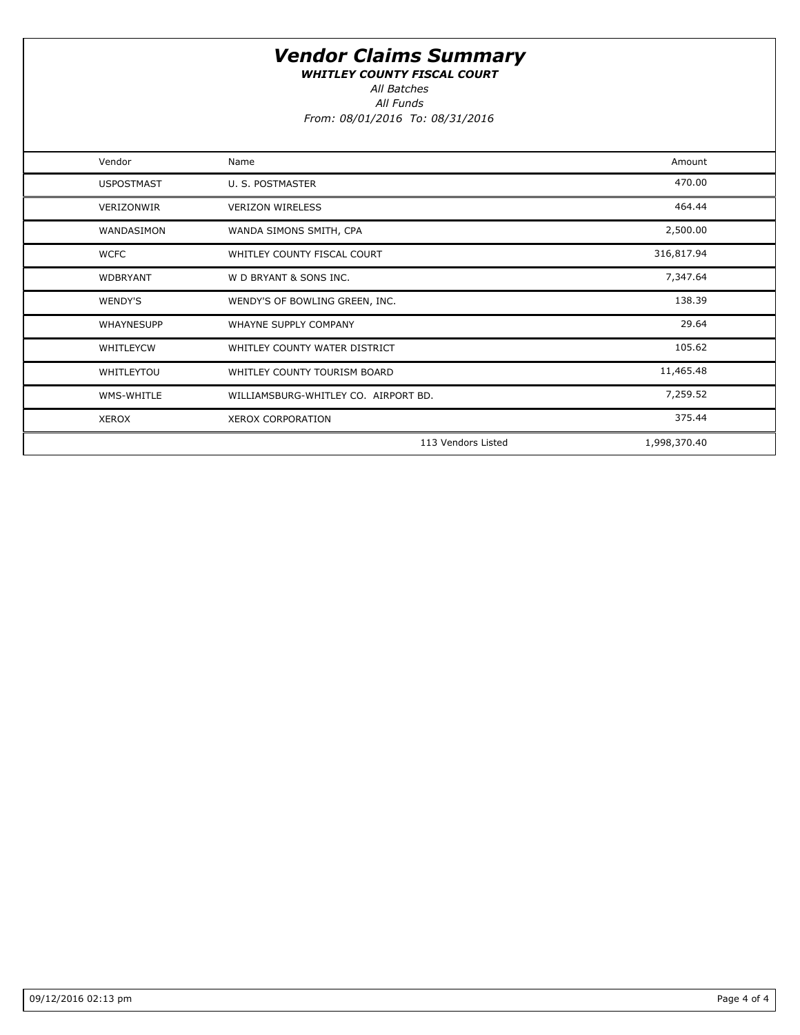# Vendor Claims Summary

***WHITLEY COUNTY FISCAL COURT***

*All Batches*

*All Funds*

*From: 08/01/2016 To: 08/31/2016*

| Vendor | Name | | Amount |
|---|---|---|---|
| USPOSTMAST | U. S. POSTMASTER | | 470.00 |
| VERIZONWIR | VERIZON WIRELESS | | 464.44 |
| WANDASIMON | WANDA SIMONS SMITH, CPA | | 2,500.00 |
| WCFC | WHITLEY COUNTY FISCAL COURT | | 316,817.94 |
| WDBRYANT | W D BRYANT & SONS INC. | | 7,347.64 |
| WENDY'S | WENDY'S OF BOWLING GREEN, INC. | | 138.39 |
| WHAYNESUPP | WHAYNE SUPPLY COMPANY | | 29.64 |
| WHITLEYCW | WHITLEY COUNTY WATER DISTRICT | | 105.62 |
| WHITLEYTOU | WHITLEY COUNTY TOURISM BOARD | | 11,465.48 |
| WMS-WHITLE | WILLIAMSBURG-WHITLEY CO. AIRPORT BD. | | 7,259.52 |
| XEROX | XEROX CORPORATION | | 375.44 |
| | | 113 Vendors Listed | 1,998,370.40 |

09/12/2016 02:13 pm